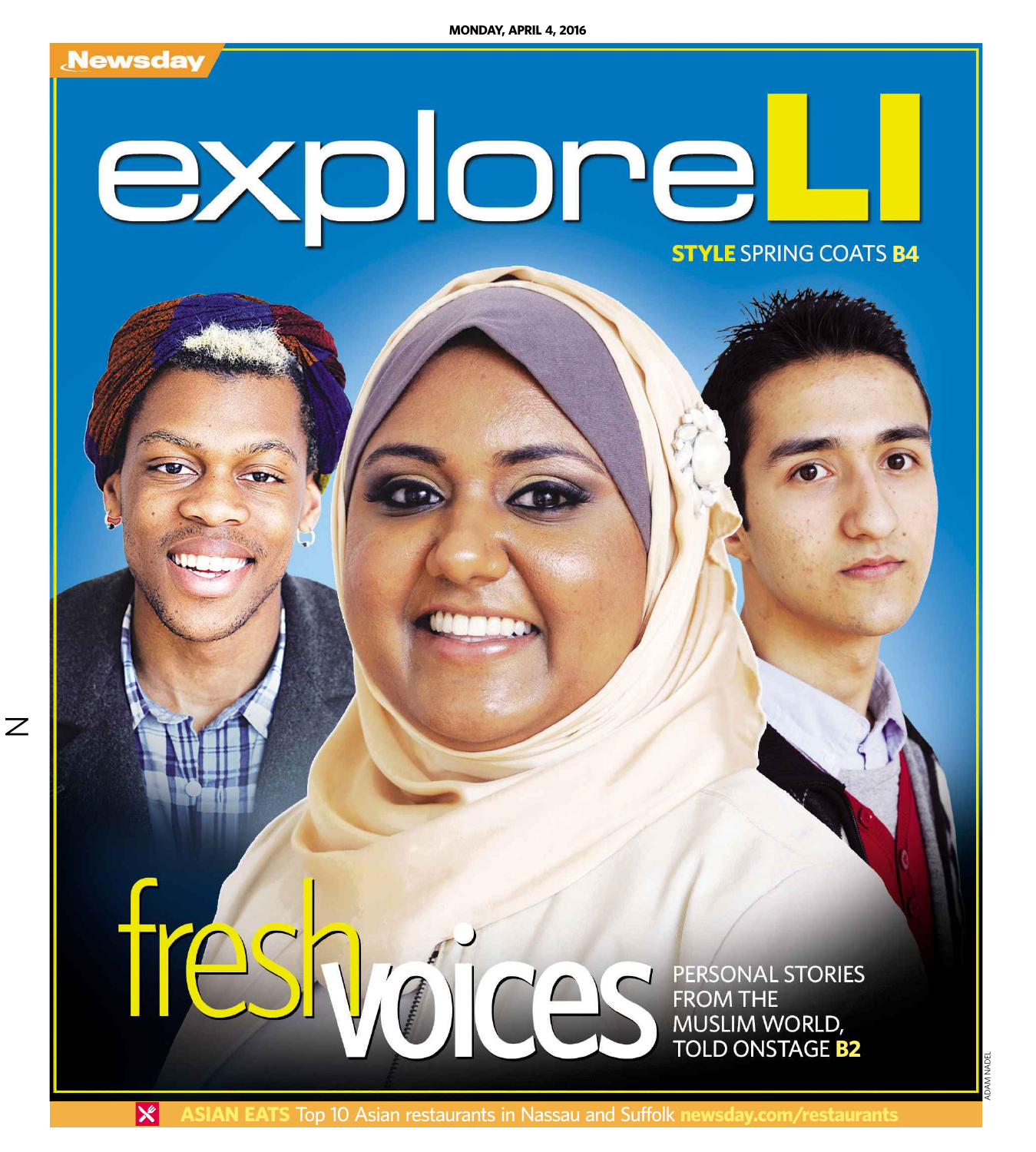MONDAY, APRIL 4, 2016

Newsday

# exploreLI

**STYLE** SPRING COATS **B4**

# fresh voices

PERSONAL STORIES FROM THE MUSLIM WORLD, TOLD ONSTAGE **B2**

ADAM NADEL

**ASIAN EATS** Top 10 Asian restaurants in Nassau and Suffolk **newsday.com/restaurants**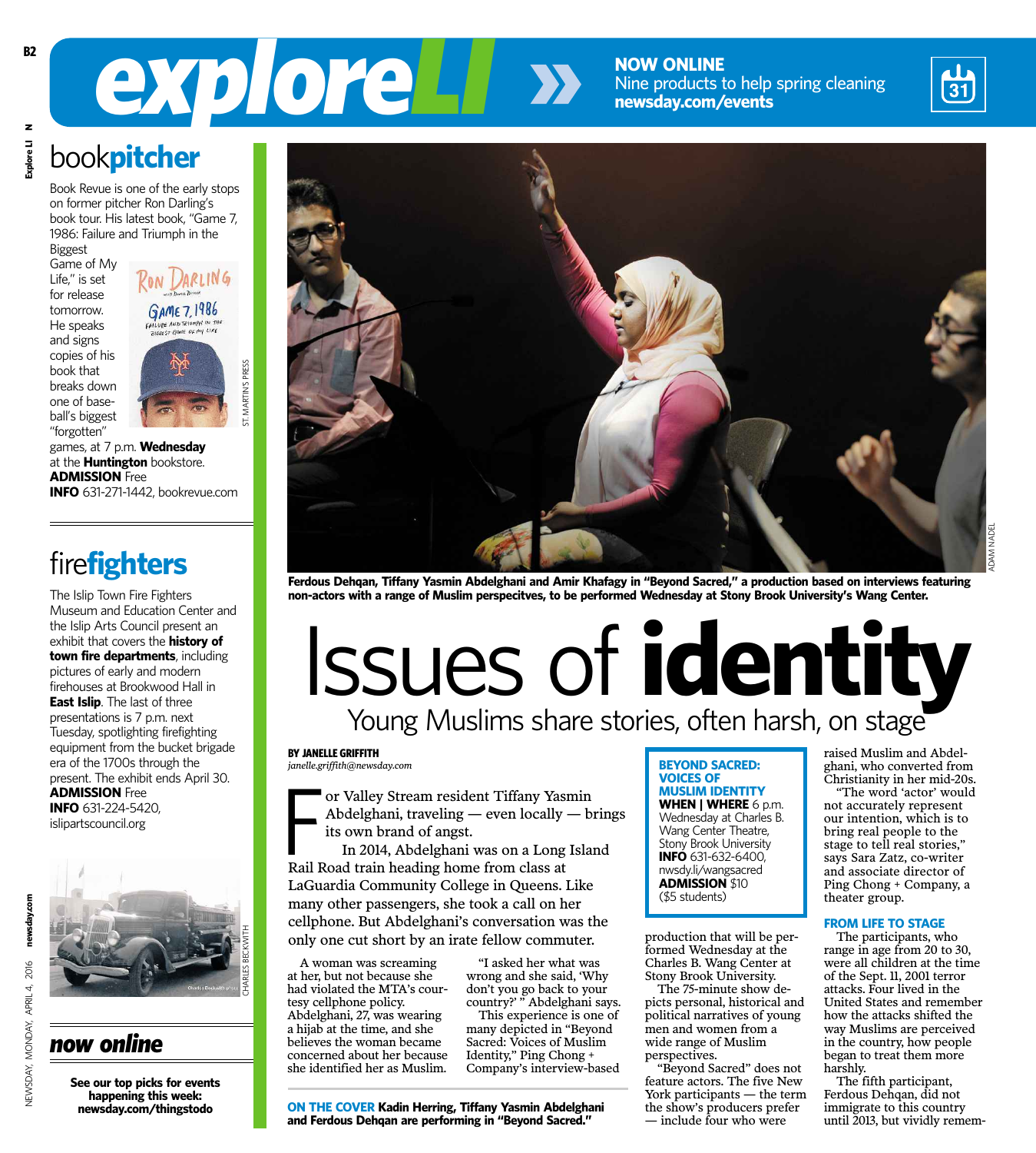# exploreLI

**NOW ONLINE**
Nine products to help spring cleaning
**newsday.com/events**

## book**pitcher**

Book Revue is one of the early stops on former pitcher Ron Darling's book tour. His latest book, "Game 7, 1986: Failure and Triumph in the Biggest Game of My Life," is set for release tomorrow. He speaks and signs copies of his book that breaks down one of baseball's biggest "forgotten" games, at 7 p.m. **Wednesday** at the **Huntington** bookstore.
**ADMISSION** Free
**INFO** 631-271-1442, bookrevue.com

ST. MARTIN'S PRESS

## fire**fighters**

The Islip Town Fire Fighters Museum and Education Center and the Islip Arts Council present an exhibit that covers the **history of town fire departments**, including pictures of early and modern firehouses at Brookwood Hall in **East Islip**. The last of three presentations is 7 p.m. next Tuesday, spotlighting firefighting equipment from the bucket brigade era of the 1700s through the present. The exhibit ends April 30.
**ADMISSION** Free
**INFO** 631-224-5420, islipartscouncil.org

CHARLES BECKWITH

## *now online*

**See our top picks for events happening this week: newsday.com/thingstodo**

ADAM NADEL

**Ferdous Dehqan, Tiffany Yasmin Abdelghani and Amir Khafagy in "Beyond Sacred," a production based on interviews featuring non-actors with a range of Muslim perspecitves, to be performed Wednesday at Stony Brook University's Wang Center.**

# Issues of **identity**

## Young Muslims share stories, often harsh, on stage

**BY JANELLE GRIFFITH**
*janelle.griffith@newsday.com*

For Valley Stream resident Tiffany Yasmin Abdelghani, traveling — even locally — brings its own brand of angst.

In 2014, Abdelghani was on a Long Island Rail Road train heading home from class at LaGuardia Community College in Queens. Like many other passengers, she took a call on her cellphone. But Abdelghani's conversation was the only one cut short by an irate fellow commuter.

A woman was screaming at her, but not because she had violated the MTA's courtesy cellphone policy. Abdelghani, 27, was wearing a hijab at the time, and she believes the woman became concerned about her because she identified her as Muslim.

"I asked her what was wrong and she said, 'Why don't you go back to your country?' " Abdelghani says.

This experience is one of many depicted in "Beyond Sacred: Voices of Muslim Identity," Ping Chong + Company's interview-based production that will be performed Wednesday at the Charles B. Wang Center at Stony Brook University.

The 75-minute show depicts personal, historical and political narratives of young men and women from a wide range of Muslim perspectives.

"Beyond Sacred" does not feature actors. The five New York participants — the term the show's producers prefer — include four who were raised Muslim and Abdelghani, who converted from Christianity in her mid-20s.

"The word 'actor' would not accurately represent our intention, which is to bring real people to the stage to tell real stories," says Sara Zatz, co-writer and associate director of Ping Chong + Company, a theater group.

**BEYOND SACRED: VOICES OF MUSLIM IDENTITY**
**WHEN | WHERE** 6 p.m. Wednesday at Charles B. Wang Center Theatre, Stony Brook University
**INFO** 631-632-6400, nwsdy.li/wangsacred
**ADMISSION** $10 ($5 students)

### FROM LIFE TO STAGE

The participants, who range in age from 20 to 30, were all children at the time of the Sept. 11, 2001 terror attacks. Four lived in the United States and remember how the attacks shifted the way Muslims are perceived in the country, how people began to treat them more harshly.

The fifth participant, Ferdous Dehqan, did not immigrate to this country until 2013, but vividly remem-

**ON THE COVER** Kadin Herring, Tiffany Yasmin Abdelghani and Ferdous Dehqan are performing in "Beyond Sacred."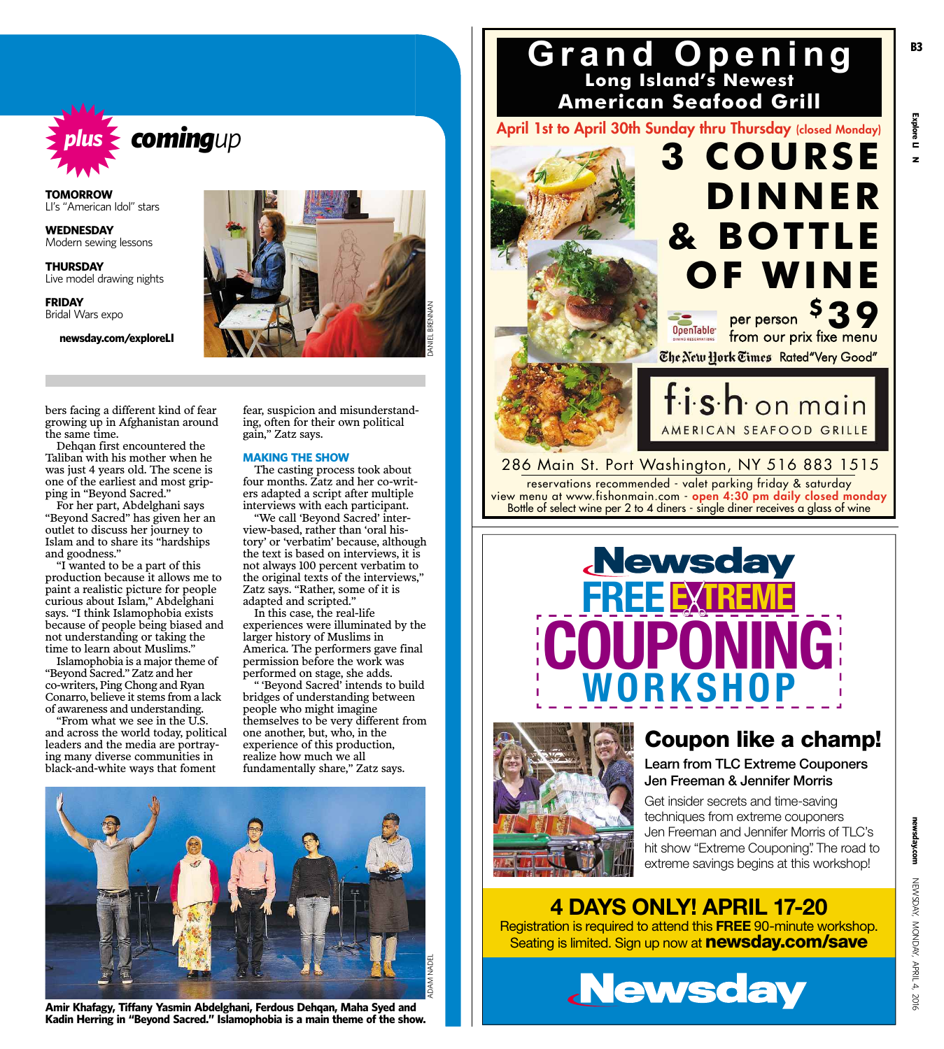## plus comingup

**TOMORROW**
LI's "American Idol" stars

**WEDNESDAY**
Modern sewing lessons

**THURSDAY**
Live model drawing nights

**FRIDAY**
Bridal Wars expo

**newsday.com/exploreLI**

DANIEL BRENNAN

bers facing a different kind of fear growing up in Afghanistan around the same time.

Dehqan first encountered the Taliban with his mother when he was just 4 years old. The scene is one of the earliest and most gripping in "Beyond Sacred."

For her part, Abdelghani says "Beyond Sacred" has given her an outlet to discuss her journey to Islam and to share its "hardships and goodness."

"I wanted to be a part of this production because it allows me to paint a realistic picture for people curious about Islam," Abdelghani says. "I think Islamophobia exists because of people being biased and not understanding or taking the time to learn about Muslims."

Islamophobia is a major theme of "Beyond Sacred." Zatz and her co-writers, Ping Chong and Ryan Conarro, believe it stems from a lack of awareness and understanding.

"From what we see in the U.S. and across the world today, political leaders and the media are portraying many diverse communities in black-and-white ways that foment fear, suspicion and misunderstanding, often for their own political gain," Zatz says.

### MAKING THE SHOW

The casting process took about four months. Zatz and her co-writers adapted a script after multiple interviews with each participant.

"We call 'Beyond Sacred' interview-based, rather than 'oral history' or 'verbatim' because, although the text is based on interviews, it is not always 100 percent verbatim to the original texts of the interviews," Zatz says. "Rather, some of it is adapted and scripted."

In this case, the real-life experiences were illuminated by the larger history of Muslims in America. The performers gave final permission before the work was performed on stage, she adds.

" 'Beyond Sacred' intends to build bridges of understanding between people who might imagine themselves to be very different from one another, but, who, in the experience of this production, realize how much we all fundamentally share," Zatz says.

ADAM NADEL

**Amir Khafagy, Tiffany Yasmin Abdelghani, Ferdous Dehqan, Maha Syed and Kadin Herring in "Beyond Sacred." Islamophobia is a main theme of the show.**

---

# Grand Opening
**Long Island's Newest American Seafood Grill**

April 1st to April 30th Sunday thru Thursday (closed Monday)

## 3 COURSE DINNER & BOTTLE OF WINE

per person **$39** from our prix fixe menu

OpenTable

The New York Times Rated "Very Good"

**f·i·s·h· on main**
AMERICAN SEAFOOD GRILLE

286 Main St. Port Washington, NY 516 883 1515

reservations recommended - valet parking friday & saturday
view menu at www.fishonmain.com - open 4:30 pm daily closed monday
Bottle of select wine per 2 to 4 diners - single diner receives a glass of wine

---

# Newsday FREE EXTREME COUPONING WORKSHOP

## Coupon like a champ!

**Learn from TLC Extreme Couponers Jen Freeman & Jennifer Morris**

Get insider secrets and time-saving techniques from extreme couponers Jen Freeman and Jennifer Morris of TLC's hit show "Extreme Couponing". The road to extreme savings begins at this workshop!

## 4 DAYS ONLY! APRIL 17-20

Registration is required to attend this **FREE** 90-minute workshop. Seating is limited. Sign up now at **newsday.com/save**

**Newsday**